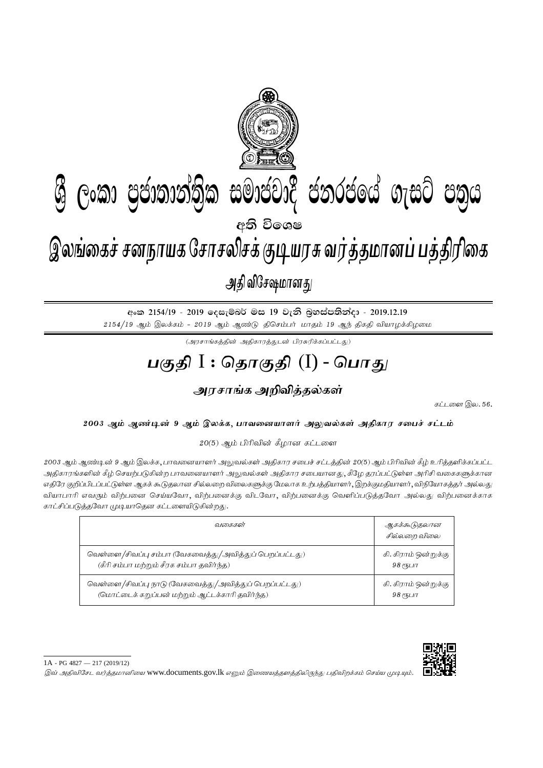# ශ්‍රී ලංකා ප්‍රජාතාන්ත්‍රික සමාජවාදී ජනරජයේ ගැසට් පත්‍රය

## අති විශෙෂ

# இலங்கைச் சனநாயக சோசலிசக் குடியரசு வர்த்தமானப் பத்திரிகை

## அதி விசேஷமானது

අංක 2154/19 - 2019 දෙසැම්බර් මස 19 වැනි බ්‍රහස්පතින්දා - 2019.12.19

*2154/19 ஆம் இலக்கம் - 2019 ஆம் ஆண்டு திசெம்பர் மாதம் 19 ஆந் திகதி வியாழக்கிழமை*

*(அரசாங்கத்தின் அதிகாரத்துடன் பிரசுரிக்கப்பட்டது)*

# பகுதி I : தொகுதி (I) - பொது

## அரசாங்க அறிவித்தல்கள்

*கட்டளை இல. 56.*

### 2003 ஆம் ஆண்டின் 9 ஆம் இலக்க, பாவனையாளர் அலுவல்கள் அதிகார சபைச் சட்டம்

*20(5) ஆம் பிரிவின் கீழான கட்டளை*

*2003 ஆம் ஆண்டின் 9 ஆம் இலக்க, பாவனையாளர் அலுவல்கள் அதிகார சபைச் சட்டத்தின் 20(5) ஆம் பிரிவின் கீழ் உரித்தளிக்கப்பட்ட அதிகாரங்களின் கீழ் செயற்படுகின்ற பாவனையாளர் அலுவல்கள் அதிகார சபையானது, கீழே தரப்பட்டுள்ள அரிசி வகைகளுக்கான எதிரே குறிப்பிடப்பட்டுள்ள ஆகக் கூடுதலான சில்லறை விலைகளுக்கு மேலாக உற்பத்தியாளர், இறக்குமதியாளர், விநியோகத்தர் அல்லது வியாபாரி எவரும் விற்பனை செய்யவோ, விற்பனைக்கு விடவோ, விற்பனைக்கு வெளிப்படுத்தவோ அல்லது விற்பனைக்காக காட்சிப்படுத்தவோ முடியாதென கட்டளையிடுகின்றது.*

| *வகைகள்* | *ஆகக்கூடுதலான சில்லறை விலை* |
|---|---|
| வெள்ளை/சிவப்பு சம்பா (வேகவைத்து/அவித்துப் பெறப்பட்டது) (கீரி சம்பா மற்றும் சீரக சம்பா தவிர்ந்த) | *கி. கிராம் ஒன்றுக்கு 98 ரூபா* |
| வெள்ளை/சிவப்பு நாடு (வேகவைத்து/அவித்துப் பெறப்பட்டது) (மொட்டைக் கறுப்பன் மற்றும் ஆட்டக்காரி தவிர்ந்த) | *கி. கிராம் ஒன்றுக்கு 98 ரூபா* |

---

1A - PG 4827 — 217 (2019/12)

*இவ் அதிவிசேட வர்த்தமானியை* www.documents.gov.lk *எனும் இணையத்தளத்திலிருந்து பதிவிறக்கம் செய்ய முடியும்.*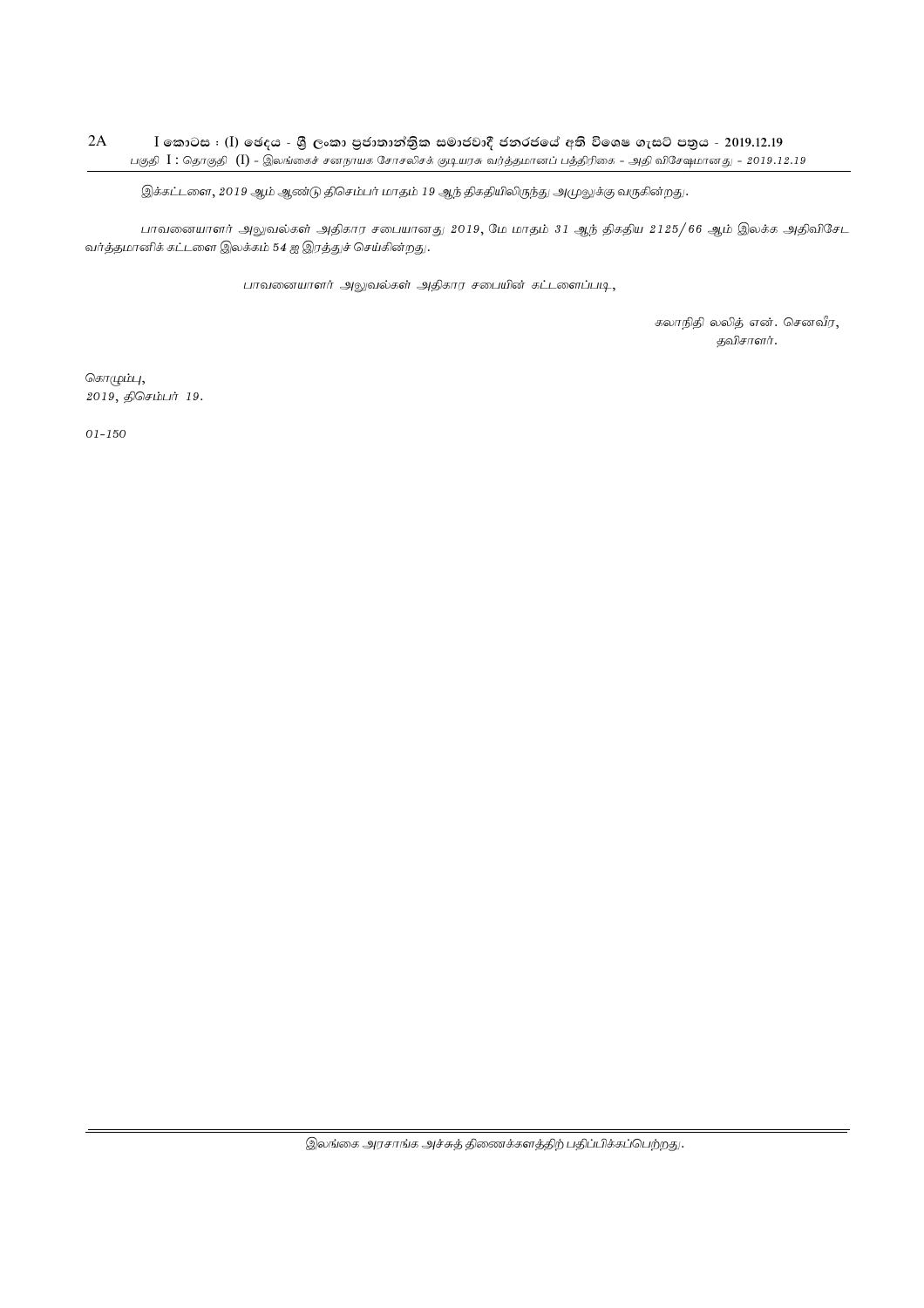இக்கட்டளை, 2019 ஆம் ஆண்டு திசெம்பர் மாதம் 19 ஆந் திகதியிலிருந்து அமுலுக்கு வருகின்றது.

பாவனையாளர் அலுவல்கள் அதிகார சபையானது 2019, மே மாதம் 31 ஆந் திகதிய 2125/66 ஆம் இலக்க அதிவிசேட வர்த்தமானிக் கட்டளை இலக்கம் 54 ஐ இரத்துச் செய்கின்றது.

பாவனையாளர் அலுவல்கள் அதிகார சபையின் கட்டளைப்படி,

கலாநிதி லலித் என். செனவீர,
தவிசாளர்.

கொழும்பு,
2019, திசெம்பர் 19.

01-150

இலங்கை அரசாங்க அச்சுத் திணைக்களத்திற் பதிப்பிக்கப்பெற்றது.